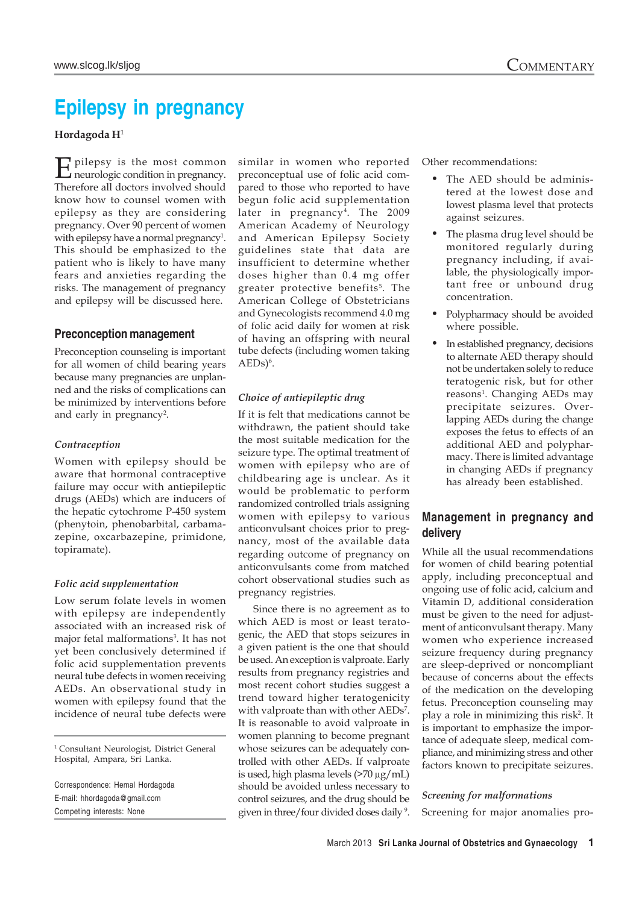# Epilepsy in pregnancy

**Hordagoda H**[1]

Epilepsy is the most common neurologic condition in pregnancy. Therefore all doctors involved should know how to counsel women with epilepsy as they are considering pregnancy. Over 90 percent of women with epilepsy have a normal pregnancy[1]. This should be emphasized to the patient who is likely to have many fears and anxieties regarding the risks. The management of pregnancy and epilepsy will be discussed here.

## Preconception management

Preconception counseling is important for all women of child bearing years because many pregnancies are unplanned and the risks of complications can be minimized by interventions before and early in pregnancy[2].

### *Contraception*

Women with epilepsy should be aware that hormonal contraceptive failure may occur with antiepileptic drugs (AEDs) which are inducers of the hepatic cytochrome P-450 system (phenytoin, phenobarbital, carbamazepine, oxcarbazepine, primidone, topiramate).

### *Folic acid supplementation*

Low serum folate levels in women with epilepsy are independently associated with an increased risk of major fetal malformations[3]. It has not yet been conclusively determined if folic acid supplementation prevents neural tube defects in women receiving AEDs. An observational study in women with epilepsy found that the incidence of neural tube defects were similar in women who reported preconceptual use of folic acid compared to those who reported to have begun folic acid supplementation later in pregnancy[4]. The 2009 American Academy of Neurology and American Epilepsy Society guidelines state that data are insufficient to determine whether doses higher than 0.4 mg offer greater protective benefits[5]. The American College of Obstetricians and Gynecologists recommend 4.0 mg of folic acid daily for women at risk of having an offspring with neural tube defects (including women taking AEDs)[6].

### *Choice of antiepileptic drug*

If it is felt that medications cannot be withdrawn, the patient should take the most suitable medication for the seizure type. The optimal treatment of women with epilepsy who are of childbearing age is unclear. As it would be problematic to perform randomized controlled trials assigning women with epilepsy to various anticonvulsant choices prior to pregnancy, most of the available data regarding outcome of pregnancy on anticonvulsants come from matched cohort observational studies such as pregnancy registries.

Since there is no agreement as to which AED is most or least teratogenic, the AED that stops seizures in a given patient is the one that should be used. An exception is valproate. Early results from pregnancy registries and most recent cohort studies suggest a trend toward higher teratogenicity with valproate than with other AEDs[7]. It is reasonable to avoid valproate in women planning to become pregnant whose seizures can be adequately controlled with other AEDs. If valproate is used, high plasma levels (>70 µg/mL) should be avoided unless necessary to control seizures, and the drug should be given in three/four divided doses daily[9].

Other recommendations:

- The AED should be administered at the lowest dose and lowest plasma level that protects against seizures.
- The plasma drug level should be monitored regularly during pregnancy including, if available, the physiologically important free or unbound drug concentration.
- Polypharmacy should be avoided where possible.
- In established pregnancy, decisions to alternate AED therapy should not be undertaken solely to reduce teratogenic risk, but for other reasons[1]. Changing AEDs may precipitate seizures. Overlapping AEDs during the change exposes the fetus to effects of an additional AED and polypharmacy. There is limited advantage in changing AEDs if pregnancy has already been established.

## Management in pregnancy and delivery

While all the usual recommendations for women of child bearing potential apply, including preconceptual and ongoing use of folic acid, calcium and Vitamin D, additional consideration must be given to the need for adjustment of anticonvulsant therapy. Many women who experience increased seizure frequency during pregnancy are sleep-deprived or noncompliant because of concerns about the effects of the medication on the developing fetus. Preconception counseling may play a role in minimizing this risk[2]. It is important to emphasize the importance of adequate sleep, medical compliance, and minimizing stress and other factors known to precipitate seizures.

### *Screening for malformations*

Screening for major anomalies pro-

---

[1] Consultant Neurologist, District General Hospital, Ampara, Sri Lanka.

Correspondence: Hemal Hordagoda
E-mail: hhordagoda@gmail.com
Competing interests: None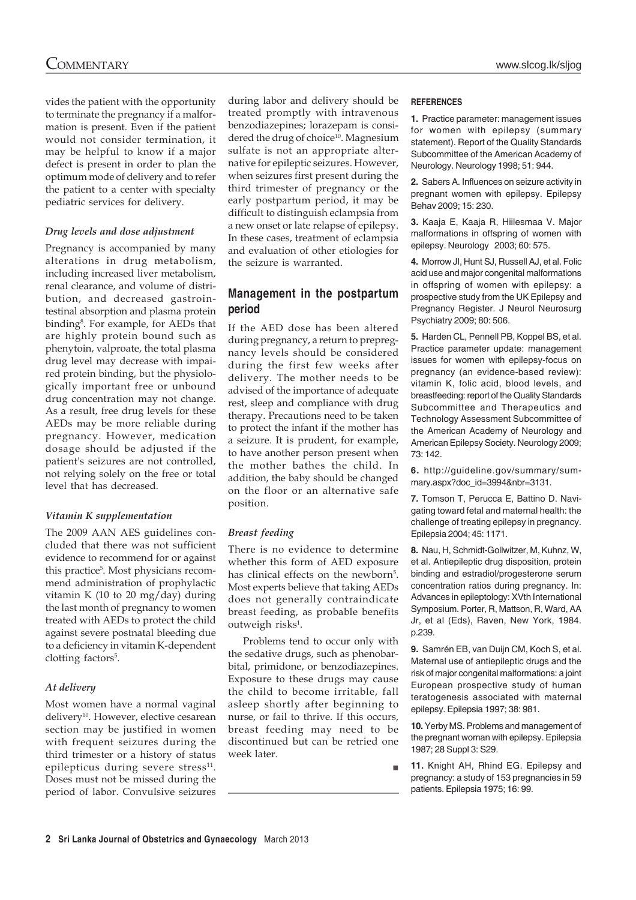vides the patient with the opportunity to terminate the pregnancy if a malformation is present. Even if the patient would not consider termination, it may be helpful to know if a major defect is present in order to plan the optimum mode of delivery and to refer the patient to a center with specialty pediatric services for delivery.

### *Drug levels and dose adjustment*

Pregnancy is accompanied by many alterations in drug metabolism, including increased liver metabolism, renal clearance, and volume of distribution, and decreased gastrointestinal absorption and plasma protein binding[8]. For example, for AEDs that are highly protein bound such as phenytoin, valproate, the total plasma drug level may decrease with impaired protein binding, but the physiologically important free or unbound drug concentration may not change. As a result, free drug levels for these AEDs may be more reliable during pregnancy. However, medication dosage should be adjusted if the patient's seizures are not controlled, not relying solely on the free or total level that has decreased.

### *Vitamin K supplementation*

The 2009 AAN AES guidelines concluded that there was not sufficient evidence to recommend for or against this practice[5]. Most physicians recommend administration of prophylactic vitamin K (10 to 20 mg/day) during the last month of pregnancy to women treated with AEDs to protect the child against severe postnatal bleeding due to a deficiency in vitamin K-dependent clotting factors[5].

### *At delivery*

Most women have a normal vaginal delivery[10]. However, elective cesarean section may be justified in women with frequent seizures during the third trimester or a history of status epilepticus during severe stress[11]. Doses must not be missed during the period of labor. Convulsive seizures during labor and delivery should be treated promptly with intravenous benzodiazepines; lorazepam is considered the drug of choice[10]. Magnesium sulfate is not an appropriate alternative for epileptic seizures. However, when seizures first present during the third trimester of pregnancy or the early postpartum period, it may be difficult to distinguish eclampsia from a new onset or late relapse of epilepsy. In these cases, treatment of eclampsia and evaluation of other etiologies for the seizure is warranted.

## Management in the postpartum period

If the AED dose has been altered during pregnancy, a return to prepregnancy levels should be considered during the first few weeks after delivery. The mother needs to be advised of the importance of adequate rest, sleep and compliance with drug therapy. Precautions need to be taken to protect the infant if the mother has a seizure. It is prudent, for example, to have another person present when the mother bathes the child. In addition, the baby should be changed on the floor or an alternative safe position.

### *Breast feeding*

There is no evidence to determine whether this form of AED exposure has clinical effects on the newborn[5]. Most experts believe that taking AEDs does not generally contraindicate breast feeding, as probable benefits outweigh risks[1].

Problems tend to occur only with the sedative drugs, such as phenobarbital, primidone, or benzodiazepines. Exposure to these drugs may cause the child to become irritable, fall asleep shortly after beginning to nurse, or fail to thrive. If this occurs, breast feeding may need to be discontinued but can be retried one week later.

■

#### REFERENCES

1. Practice parameter: management issues for women with epilepsy (summary statement). Report of the Quality Standards Subcommittee of the American Academy of Neurology. Neurology 1998; 51: 944.

2. Sabers A. Influences on seizure activity in pregnant women with epilepsy. Epilepsy Behav 2009; 15: 230.

3. Kaaja E, Kaaja R, Hiilesmaa V. Major malformations in offspring of women with epilepsy. Neurology 2003; 60: 575.

4. Morrow JI, Hunt SJ, Russell AJ, et al. Folic acid use and major congenital malformations in offspring of women with epilepsy: a prospective study from the UK Epilepsy and Pregnancy Register. J Neurol Neurosurg Psychiatry 2009; 80: 506.

5. Harden CL, Pennell PB, Koppel BS, et al. Practice parameter update: management issues for women with epilepsy-focus on pregnancy (an evidence-based review): vitamin K, folic acid, blood levels, and breastfeeding: report of the Quality Standards Subcommittee and Therapeutics and Technology Assessment Subcommittee of the American Academy of Neurology and American Epilepsy Society. Neurology 2009; 73: 142.

6. http://guideline.gov/summary/summary.aspx?doc_id=3994&nbr=3131.

7. Tomson T, Perucca E, Battino D. Navigating toward fetal and maternal health: the challenge of treating epilepsy in pregnancy. Epilepsia 2004; 45: 1171.

8. Nau, H, Schmidt-Gollwitzer, M, Kuhnz, W, et al. Antiepileptic drug disposition, protein binding and estradiol/progesterone serum concentration ratios during pregnancy. In: Advances in epileptology: XVth International Symposium. Porter, R, Mattson, R, Ward, AA Jr, et al (Eds), Raven, New York, 1984. p.239.

9. Samrén EB, van Duijn CM, Koch S, et al. Maternal use of antiepileptic drugs and the risk of major congenital malformations: a joint European prospective study of human teratogenesis associated with maternal epilepsy. Epilepsia 1997; 38: 981.

10. Yerby MS. Problems and management of the pregnant woman with epilepsy. Epilepsia 1987; 28 Suppl 3: S29.

11. Knight AH, Rhind EG. Epilepsy and pregnancy: a study of 153 pregnancies in 59 patients. Epilepsia 1975; 16: 99.